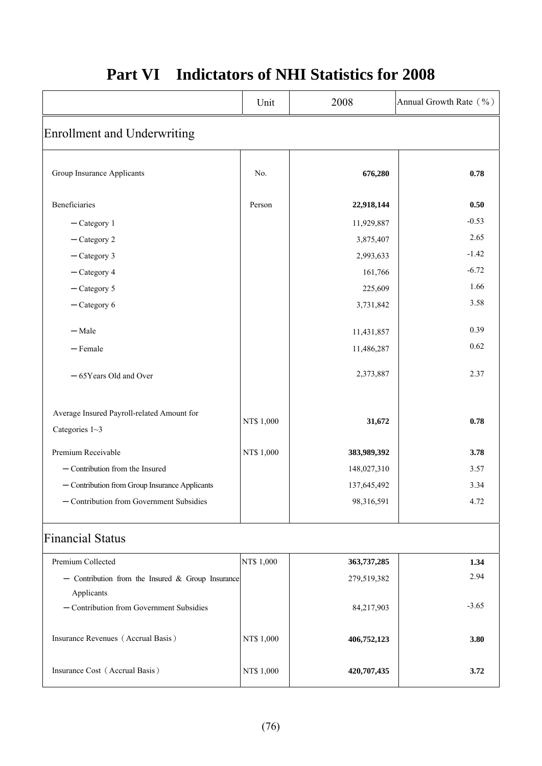# Part VI　Indictators of NHI Statistics for 2008

| | Unit | 2008 | Annual Growth Rate（%） |
|---|---|---|---|
| **Enrollment and Underwriting** | | | |
| Group Insurance Applicants | No. | **676,280** | **0.78** |
| Beneficiaries | Person | **22,918,144** | **0.50** |
| －Category 1 | | 11,929,887 | -0.53 |
| －Category 2 | | 3,875,407 | 2.65 |
| －Category 3 | | 2,993,633 | -1.42 |
| －Category 4 | | 161,766 | -6.72 |
| －Category 5 | | 225,609 | 1.66 |
| －Category 6 | | 3,731,842 | 3.58 |
| －Male | | 11,431,857 | 0.39 |
| －Female | | 11,486,287 | 0.62 |
| －65Years Old and Over | | 2,373,887 | 2.37 |
| Average Insured Payroll-related Amount for Categories 1~3 | NT$ 1,000 | **31,672** | **0.78** |
| Premium Receivable | NT$ 1,000 | **383,989,392** | **3.78** |
| －Contribution from the Insured | | 148,027,310 | 3.57 |
| －Contribution from Group Insurance Applicants | | 137,645,492 | 3.34 |
| －Contribution from Government Subsidies | | 98,316,591 | 4.72 |
| **Financial Status** | | | |
| Premium Collected | NT$ 1,000 | **363,737,285** | **1.34** |
| － Contribution from the Insured & Group Insurance Applicants | | 279,519,382 | 2.94 |
| －Contribution from Government Subsidies | | 84,217,903 | -3.65 |
| Insurance Revenues（Accrual Basis） | NT$ 1,000 | **406,752,123** | **3.80** |
| Insurance Cost（Accrual Basis） | NT$ 1,000 | **420,707,435** | **3.72** |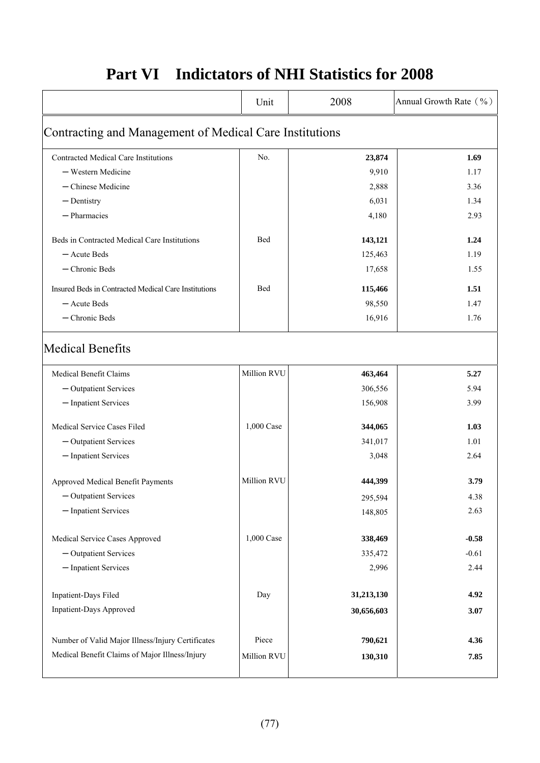# Part VI　Indictators of NHI Statistics for 2008

| | Unit | 2008 | Annual Growth Rate（%） |
|---|---|---|---|
| **Contracting and Management of Medical Care Institutions** | | | |
| Contracted Medical Care Institutions | No. | **23,874** | **1.69** |
| －Western Medicine | | 9,910 | 1.17 |
| －Chinese Medicine | | 2,888 | 3.36 |
| －Dentistry | | 6,031 | 1.34 |
| －Pharmacies | | 4,180 | 2.93 |
| Beds in Contracted Medical Care Institutions | Bed | **143,121** | **1.24** |
| －Acute Beds | | 125,463 | 1.19 |
| －Chronic Beds | | 17,658 | 1.55 |
| Insured Beds in Contracted Medical Care Institutions | Bed | **115,466** | **1.51** |
| －Acute Beds | | 98,550 | 1.47 |
| －Chronic Beds | | 16,916 | 1.76 |
| **Medical Benefits** | | | |
| Medical Benefit Claims | Million RVU | **463,464** | **5.27** |
| －Outpatient Services | | 306,556 | 5.94 |
| －Inpatient Services | | 156,908 | 3.99 |
| Medical Service Cases Filed | 1,000 Case | **344,065** | **1.03** |
| －Outpatient Services | | 341,017 | 1.01 |
| －Inpatient Services | | 3,048 | 2.64 |
| Approved Medical Benefit Payments | Million RVU | **444,399** | **3.79** |
| －Outpatient Services | | 295,594 | 4.38 |
| －Inpatient Services | | 148,805 | 2.63 |
| Medical Service Cases Approved | 1,000 Case | **338,469** | **-0.58** |
| －Outpatient Services | | 335,472 | -0.61 |
| －Inpatient Services | | 2,996 | 2.44 |
| Inpatient-Days Filed | Day | **31,213,130** | **4.92** |
| Inpatient-Days Approved | | **30,656,603** | **3.07** |
| Number of Valid Major Illness/Injury Certificates | Piece | **790,621** | **4.36** |
| Medical Benefit Claims of Major Illness/Injury | Million RVU | **130,310** | **7.85** |